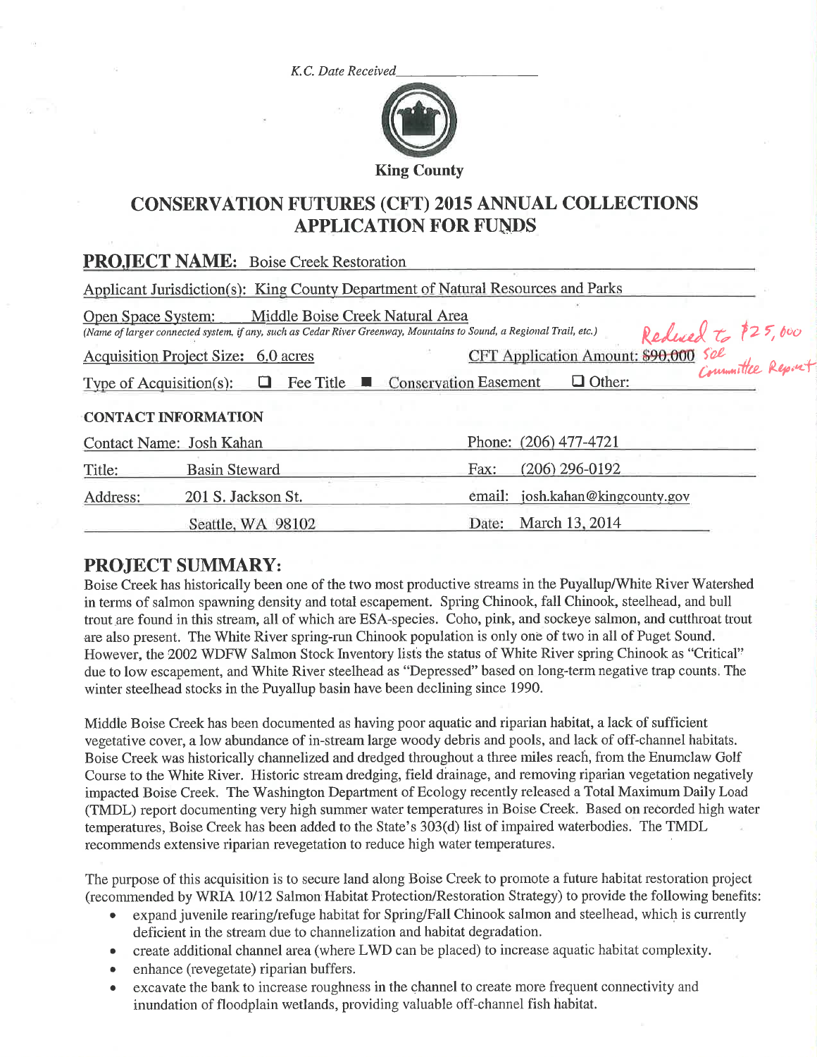K.C. Date Received____________________

King County

# CONSERVATION FUTURES (CFT) 2015 ANNUAL COLLECTIONS APPLICATION FOR FUNDS

**PROJECT NAME:** Boise Creek Restoration

Applicant Jurisdiction(s): King County Department of Natural Resources and Parks

Open Space System: Middle Boise Creek Natural Area
*(Name of larger connected system, if any, such as Cedar River Greenway, Mountains to Sound, a Regional Trail, etc.)*

Acquisition Project Size: 6.0 acres

CFT Application Amount: ~~$90,000~~ Reduced to $25,000 see Committee Report

Type of Acquisition(s): ☐ Fee Title ■ Conservation Easement ☐ Other:

### CONTACT INFORMATION

| | | | |
|---|---|---|---|
| Contact Name: | Josh Kahan | Phone: | (206) 477-4721 |
| Title: | Basin Steward | Fax: | (206) 296-0192 |
| Address: | 201 S. Jackson St. | email: | josh.kahan@kingcounty.gov |
| | Seattle, WA 98102 | Date: | March 13, 2014 |

## PROJECT SUMMARY:

Boise Creek has historically been one of the two most productive streams in the Puyallup/White River Watershed in terms of salmon spawning density and total escapement. Spring Chinook, fall Chinook, steelhead, and bull trout are found in this stream, all of which are ESA-species. Coho, pink, and sockeye salmon, and cutthroat trout are also present. The White River spring-run Chinook population is only one of two in all of Puget Sound. However, the 2002 WDFW Salmon Stock Inventory lists the status of White River spring Chinook as "Critical" due to low escapement, and White River steelhead as "Depressed" based on long-term negative trap counts. The winter steelhead stocks in the Puyallup basin have been declining since 1990.

Middle Boise Creek has been documented as having poor aquatic and riparian habitat, a lack of sufficient vegetative cover, a low abundance of in-stream large woody debris and pools, and lack of off-channel habitats. Boise Creek was historically channelized and dredged throughout a three miles reach, from the Enumclaw Golf Course to the White River. Historic stream dredging, field drainage, and removing riparian vegetation negatively impacted Boise Creek. The Washington Department of Ecology recently released a Total Maximum Daily Load (TMDL) report documenting very high summer water temperatures in Boise Creek. Based on recorded high water temperatures, Boise Creek has been added to the State's 303(d) list of impaired waterbodies. The TMDL recommends extensive riparian revegetation to reduce high water temperatures.

The purpose of this acquisition is to secure land along Boise Creek to promote a future habitat restoration project (recommended by WRIA 10/12 Salmon Habitat Protection/Restoration Strategy) to provide the following benefits:

- expand juvenile rearing/refuge habitat for Spring/Fall Chinook salmon and steelhead, which is currently deficient in the stream due to channelization and habitat degradation.
- create additional channel area (where LWD can be placed) to increase aquatic habitat complexity.
- enhance (revegetate) riparian buffers.
- excavate the bank to increase roughness in the channel to create more frequent connectivity and inundation of floodplain wetlands, providing valuable off-channel fish habitat.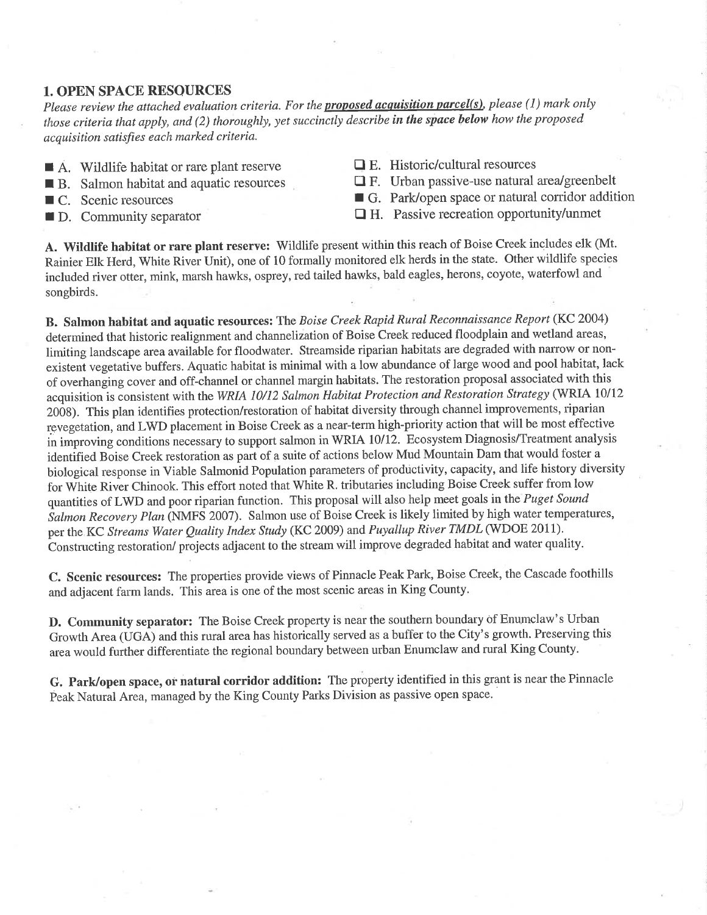## 1. OPEN SPACE RESOURCES

*Please review the attached evaluation criteria. For the* ***proposed acquisition parcel(s)****, please (1) mark only those criteria that apply, and (2) thoroughly, yet succinctly describe* ***in the space below*** *how the proposed acquisition satisfies each marked criteria.*

- ■ A. Wildlife habitat or rare plant reserve
- ■ B. Salmon habitat and aquatic resources
- ■ C. Scenic resources
- ■ D. Community separator
- ☐ E. Historic/cultural resources
- ☐ F. Urban passive-use natural area/greenbelt
- ■ G. Park/open space or natural corridor addition
- ☐ H. Passive recreation opportunity/unmet

**A. Wildlife habitat or rare plant reserve:** Wildlife present within this reach of Boise Creek includes elk (Mt. Rainier Elk Herd, White River Unit), one of 10 formally monitored elk herds in the state. Other wildlife species included river otter, mink, marsh hawks, osprey, red tailed hawks, bald eagles, herons, coyote, waterfowl and songbirds.

**B. Salmon habitat and aquatic resources:** The *Boise Creek Rapid Rural Reconnaissance Report* (KC 2004) determined that historic realignment and channelization of Boise Creek reduced floodplain and wetland areas, limiting landscape area available for floodwater. Streamside riparian habitats are degraded with narrow or non-existent vegetative buffers. Aquatic habitat is minimal with a low abundance of large wood and pool habitat, lack of overhanging cover and off-channel or channel margin habitats. The restoration proposal associated with this acquisition is consistent with the *WRIA 10/12 Salmon Habitat Protection and Restoration Strategy* (WRIA 10/12 2008). This plan identifies protection/restoration of habitat diversity through channel improvements, riparian revegetation, and LWD placement in Boise Creek as a near-term high-priority action that will be most effective in improving conditions necessary to support salmon in WRIA 10/12. Ecosystem Diagnosis/Treatment analysis identified Boise Creek restoration as part of a suite of actions below Mud Mountain Dam that would foster a biological response in Viable Salmonid Population parameters of productivity, capacity, and life history diversity for White River Chinook. This effort noted that White R. tributaries including Boise Creek suffer from low quantities of LWD and poor riparian function. This proposal will also help meet goals in the *Puget Sound Salmon Recovery Plan* (NMFS 2007). Salmon use of Boise Creek is likely limited by high water temperatures, per the KC *Streams Water Quality Index Study* (KC 2009) and *Puyallup River TMDL* (WDOE 2011). Constructing restoration/ projects adjacent to the stream will improve degraded habitat and water quality.

**C. Scenic resources:** The properties provide views of Pinnacle Peak Park, Boise Creek, the Cascade foothills and adjacent farm lands. This area is one of the most scenic areas in King County.

**D. Community separator:** The Boise Creek property is near the southern boundary of Enumclaw's Urban Growth Area (UGA) and this rural area has historically served as a buffer to the City's growth. Preserving this area would further differentiate the regional boundary between urban Enumclaw and rural King County.

**G. Park/open space, or natural corridor addition:** The property identified in this grant is near the Pinnacle Peak Natural Area, managed by the King County Parks Division as passive open space.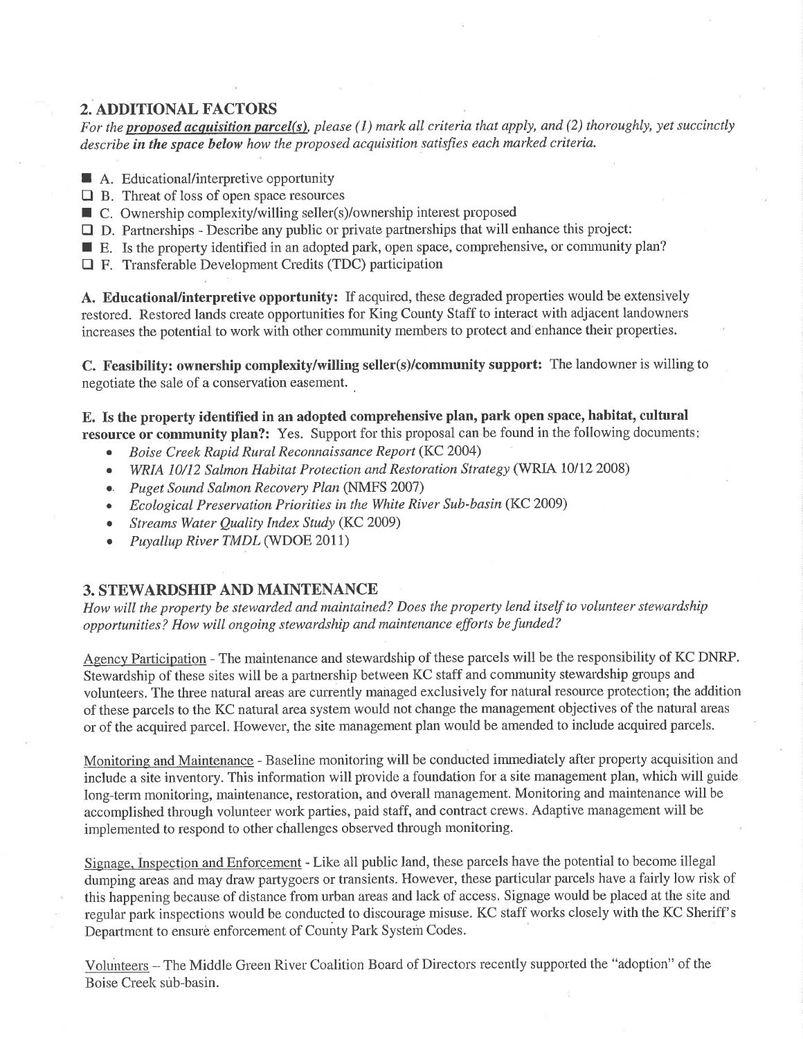## 2. ADDITIONAL FACTORS

*For the **proposed acquisition parcel(s)**, please (1) mark all criteria that apply, and (2) thoroughly, yet succinctly describe **in the space below** how the proposed acquisition satisfies each marked criteria.*

- ■ A. Educational/interpretive opportunity
- ☐ B. Threat of loss of open space resources
- ■ C. Ownership complexity/willing seller(s)/ownership interest proposed
- ☐ D. Partnerships - Describe any public or private partnerships that will enhance this project:
- ■ E. Is the property identified in an adopted park, open space, comprehensive, or community plan?
- ☐ F. Transferable Development Credits (TDC) participation

**A. Educational/interpretive opportunity:** If acquired, these degraded properties would be extensively restored. Restored lands create opportunities for King County Staff to interact with adjacent landowners increases the potential to work with other community members to protect and enhance their properties.

**C. Feasibility: ownership complexity/willing seller(s)/community support:** The landowner is willing to negotiate the sale of a conservation easement.

**E. Is the property identified in an adopted comprehensive plan, park open space, habitat, cultural resource or community plan?:** Yes. Support for this proposal can be found in the following documents:

- *Boise Creek Rapid Rural Reconnaissance Report* (KC 2004)
- *WRIA 10/12 Salmon Habitat Protection and Restoration Strategy* (WRIA 10/12 2008)
- *Puget Sound Salmon Recovery Plan* (NMFS 2007)
- *Ecological Preservation Priorities in the White River Sub-basin* (KC 2009)
- *Streams Water Quality Index Study* (KC 2009)
- *Puyallup River TMDL* (WDOE 2011)

## 3. STEWARDSHIP AND MAINTENANCE

*How will the property be stewarded and maintained? Does the property lend itself to volunteer stewardship opportunities? How will ongoing stewardship and maintenance efforts be funded?*

Agency Participation - The maintenance and stewardship of these parcels will be the responsibility of KC DNRP. Stewardship of these sites will be a partnership between KC staff and community stewardship groups and volunteers. The three natural areas are currently managed exclusively for natural resource protection; the addition of these parcels to the KC natural area system would not change the management objectives of the natural areas or of the acquired parcel. However, the site management plan would be amended to include acquired parcels.

Monitoring and Maintenance - Baseline monitoring will be conducted immediately after property acquisition and include a site inventory. This information will provide a foundation for a site management plan, which will guide long-term monitoring, maintenance, restoration, and overall management. Monitoring and maintenance will be accomplished through volunteer work parties, paid staff, and contract crews. Adaptive management will be implemented to respond to other challenges observed through monitoring.

Signage, Inspection and Enforcement - Like all public land, these parcels have the potential to become illegal dumping areas and may draw partygoers or transients. However, these particular parcels have a fairly low risk of this happening because of distance from urban areas and lack of access. Signage would be placed at the site and regular park inspections would be conducted to discourage misuse. KC staff works closely with the KC Sheriff's Department to ensure enforcement of County Park System Codes.

Volunteers – The Middle Green River Coalition Board of Directors recently supported the "adoption" of the Boise Creek sub-basin.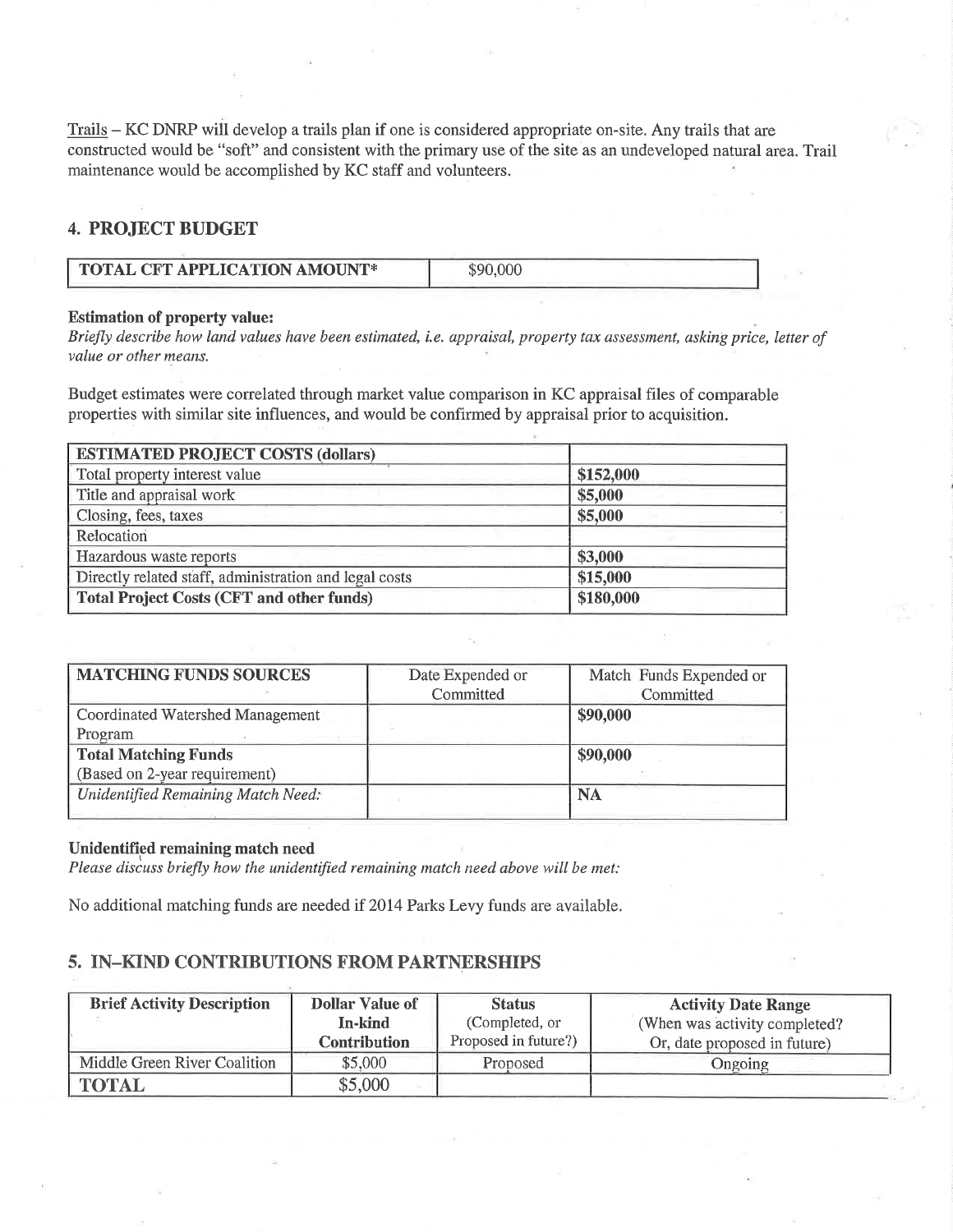<u>Trails</u> – KC DNRP will develop a trails plan if one is considered appropriate on-site. Any trails that are constructed would be "soft" and consistent with the primary use of the site as an undeveloped natural area. Trail maintenance would be accomplished by KC staff and volunteers.

## 4. PROJECT BUDGET

| TOTAL CFT APPLICATION AMOUNT* | $90,000 |
|---|---|

**Estimation of property value:**

*Briefly describe how land values have been estimated, i.e. appraisal, property tax assessment, asking price, letter of value or other means.*

Budget estimates were correlated through market value comparison in KC appraisal files of comparable properties with similar site influences, and would be confirmed by appraisal prior to acquisition.

| ESTIMATED PROJECT COSTS (dollars) | |
|---|---|
| Total property interest value | **$152,000** |
| Title and appraisal work | **$5,000** |
| Closing, fees, taxes | **$5,000** |
| Relocation | |
| Hazardous waste reports | **$3,000** |
| Directly related staff, administration and legal costs | **$15,000** |
| **Total Project Costs (CFT and other funds)** | **$180,000** |

| MATCHING FUNDS SOURCES | Date Expended or Committed | Match Funds Expended or Committed |
|---|---|---|
| Coordinated Watershed Management Program | | **$90,000** |
| **Total Matching Funds** (Based on 2-year requirement) | | **$90,000** |
| *Unidentified Remaining Match Need:* | | **NA** |

**Unidentified remaining match need**

*Please discuss briefly how the unidentified remaining match need above will be met:*

No additional matching funds are needed if 2014 Parks Levy funds are available.

## 5. IN–KIND CONTRIBUTIONS FROM PARTNERSHIPS

| Brief Activity Description | Dollar Value of In-kind Contribution | Status (Completed, or Proposed in future?) | Activity Date Range (When was activity completed? Or, date proposed in future) |
|---|---|---|---|
| Middle Green River Coalition | $5,000 | Proposed | Ongoing |
| TOTAL | $5,000 | | |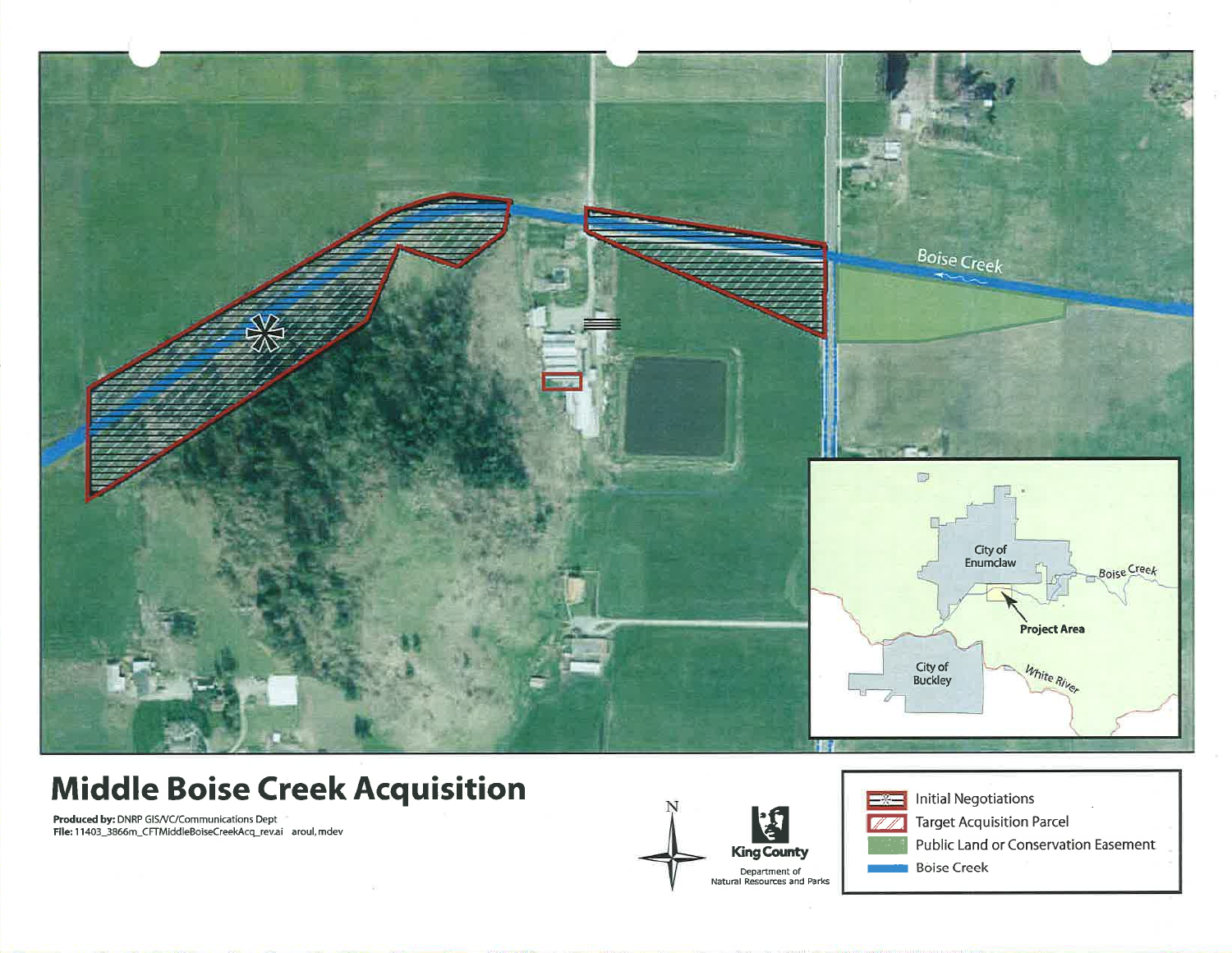# Middle Boise Creek Acquisition

**Produced by:** DNRP GIS/VC/Communications Dept
File: 11403_3866m_CFTMiddleBoiseCreekAcq_rev.ai aroul, mdev

Boise Creek

City of Enumclaw

Boise Creek

Project Area

City of Buckley

White River

N

King County
Department of Natural Resources and Parks

Initial Negotiations
Target Acquisition Parcel
Public Land or Conservation Easement
Boise Creek